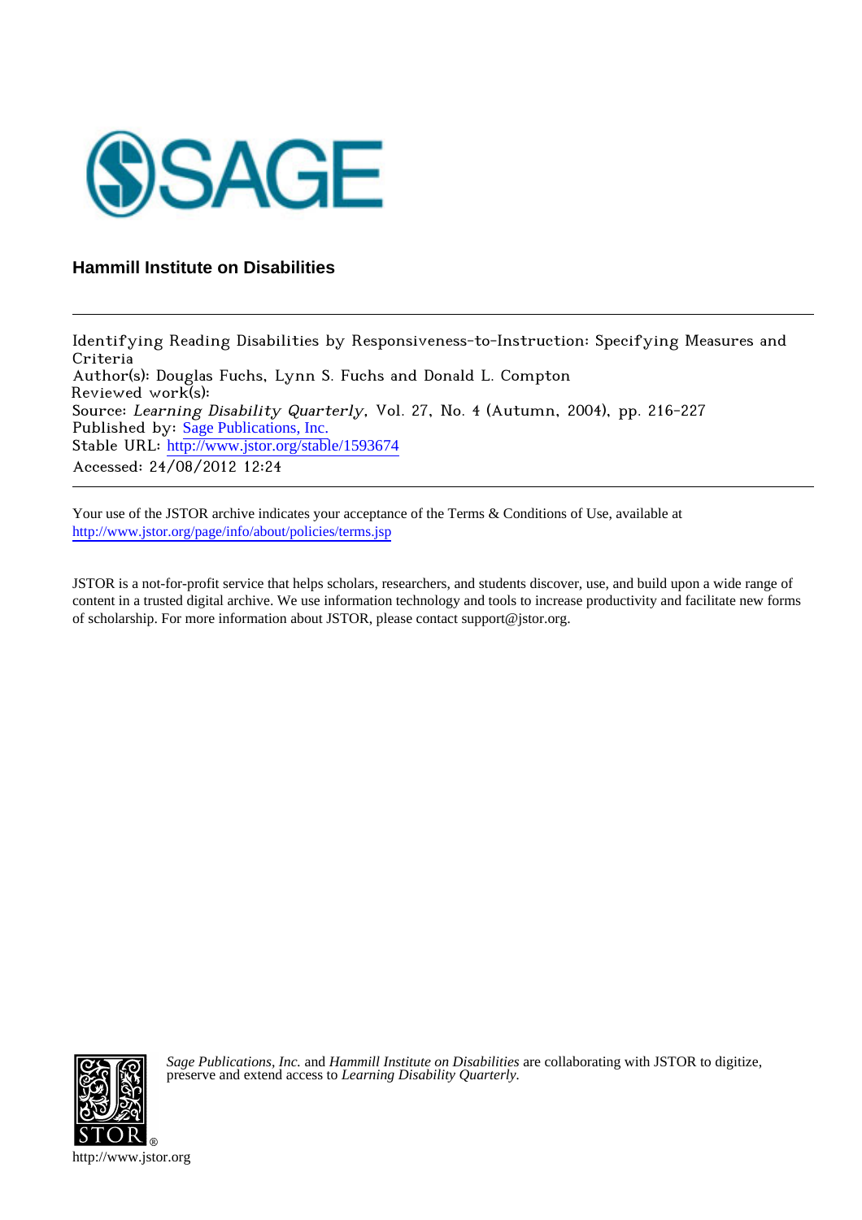SAGE

**Hammill Institute on Disabilities**

---

Identifying Reading Disabilities by Responsiveness-to-Instruction: Specifying Measures and Criteria
Author(s): Douglas Fuchs, Lynn S. Fuchs and Donald L. Compton
Reviewed work(s):
Source: *Learning Disability Quarterly*, Vol. 27, No. 4 (Autumn, 2004), pp. 216-227
Published by: Sage Publications, Inc.
Stable URL: http://www.jstor.org/stable/1593674
Accessed: 24/08/2012 12:24

---

Your use of the JSTOR archive indicates your acceptance of the Terms & Conditions of Use, available at http://www.jstor.org/page/info/about/policies/terms.jsp

JSTOR is a not-for-profit service that helps scholars, researchers, and students discover, use, and build upon a wide range of content in a trusted digital archive. We use information technology and tools to increase productivity and facilitate new forms of scholarship. For more information about JSTOR, please contact support@jstor.org.

*Sage Publications, Inc.* and *Hammill Institute on Disabilities* are collaborating with JSTOR to digitize, preserve and extend access to *Learning Disability Quarterly.*

http://www.jstor.org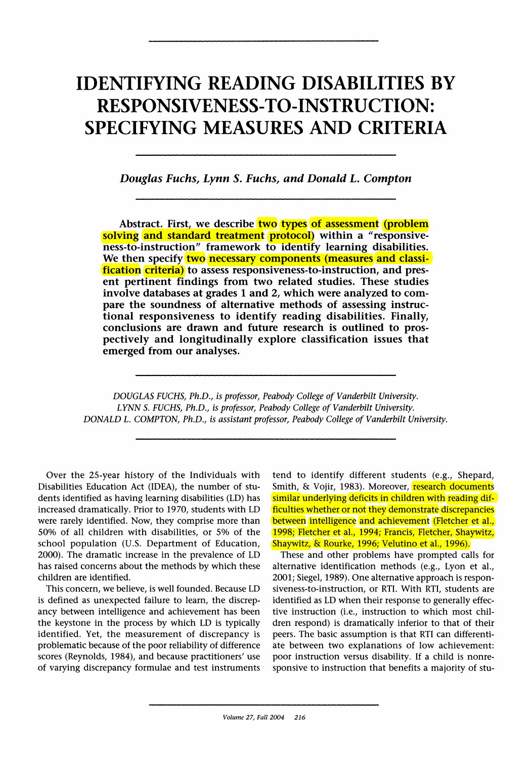# IDENTIFYING READING DISABILITIES BY RESPONSIVENESS-TO-INSTRUCTION: SPECIFYING MEASURES AND CRITERIA

*Douglas Fuchs, Lynn S. Fuchs, and Donald L. Compton*

**Abstract. First, we describe two types of assessment (problem solving and standard treatment protocol) within a "responsiveness-to-instruction" framework to identify learning disabilities. We then specify two necessary components (measures and classification criteria) to assess responsiveness-to-instruction, and present pertinent findings from two related studies. These studies involve databases at grades 1 and 2, which were analyzed to compare the soundness of alternative methods of assessing instructional responsiveness to identify reading disabilities. Finally, conclusions are drawn and future research is outlined to prospectively and longitudinally explore classification issues that emerged from our analyses.**

*DOUGLAS FUCHS, Ph.D., is professor, Peabody College of Vanderbilt University.*
*LYNN S. FUCHS, Ph.D., is professor, Peabody College of Vanderbilt University.*
*DONALD L. COMPTON, Ph.D., is assistant professor, Peabody College of Vanderbilt University.*

Over the 25-year history of the Individuals with Disabilities Education Act (IDEA), the number of students identified as having learning disabilities (LD) has increased dramatically. Prior to 1970, students with LD were rarely identified. Now, they comprise more than 50% of all children with disabilities, or 5% of the school population (U.S. Department of Education, 2000). The dramatic increase in the prevalence of LD has raised concerns about the methods by which these children are identified.

This concern, we believe, is well founded. Because LD is defined as unexpected failure to learn, the discrepancy between intelligence and achievement has been the keystone in the process by which LD is typically identified. Yet, the measurement of discrepancy is problematic because of the poor reliability of difference scores (Reynolds, 1984), and because practitioners' use of varying discrepancy formulae and test instruments tend to identify different students (e.g., Shepard, Smith, & Vojir, 1983). Moreover, research documents similar underlying deficits in children with reading difficulties whether or not they demonstrate discrepancies between intelligence and achievement (Fletcher et al., 1998; Fletcher et al., 1994; Francis, Fletcher, Shaywitz, Shaywitz, & Rourke, 1996; Velutino et al., 1996).

These and other problems have prompted calls for alternative identification methods (e.g., Lyon et al., 2001; Siegel, 1989). One alternative approach is responsiveness-to-instruction, or RTI. With RTI, students are identified as LD when their response to generally effective instruction (i.e., instruction to which most children respond) is dramatically inferior to that of their peers. The basic assumption is that RTI can differentiate between two explanations of low achievement: poor instruction versus disability. If a child is nonresponsive to instruction that benefits a majority of stu-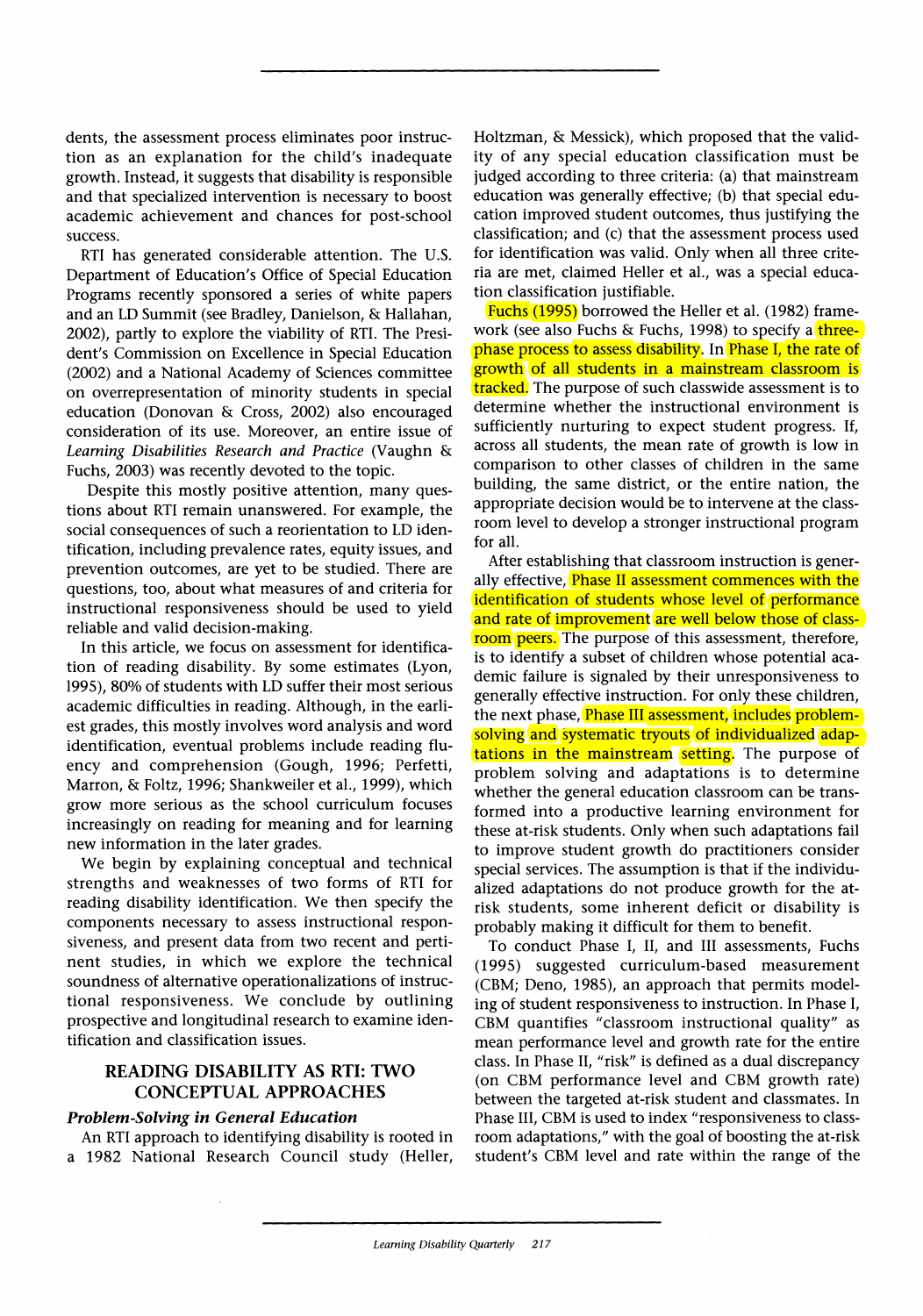dents, the assessment process eliminates poor instruction as an explanation for the child's inadequate growth. Instead, it suggests that disability is responsible and that specialized intervention is necessary to boost academic achievement and chances for post-school success.

RTI has generated considerable attention. The U.S. Department of Education's Office of Special Education Programs recently sponsored a series of white papers and an LD Summit (see Bradley, Danielson, & Hallahan, 2002), partly to explore the viability of RTI. The President's Commission on Excellence in Special Education (2002) and a National Academy of Sciences committee on overrepresentation of minority students in special education (Donovan & Cross, 2002) also encouraged consideration of its use. Moreover, an entire issue of *Learning Disabilities Research and Practice* (Vaughn & Fuchs, 2003) was recently devoted to the topic.

Despite this mostly positive attention, many questions about RTI remain unanswered. For example, the social consequences of such a reorientation to LD identification, including prevalence rates, equity issues, and prevention outcomes, are yet to be studied. There are questions, too, about what measures of and criteria for instructional responsiveness should be used to yield reliable and valid decision-making.

In this article, we focus on assessment for identification of reading disability. By some estimates (Lyon, 1995), 80% of students with LD suffer their most serious academic difficulties in reading. Although, in the earliest grades, this mostly involves word analysis and word identification, eventual problems include reading fluency and comprehension (Gough, 1996; Perfetti, Marron, & Foltz, 1996; Shankweiler et al., 1999), which grow more serious as the school curriculum focuses increasingly on reading for meaning and for learning new information in the later grades.

We begin by explaining conceptual and technical strengths and weaknesses of two forms of RTI for reading disability identification. We then specify the components necessary to assess instructional responsiveness, and present data from two recent and pertinent studies, in which we explore the technical soundness of alternative operationalizations of instructional responsiveness. We conclude by outlining prospective and longitudinal research to examine identification and classification issues.

## READING DISABILITY AS RTI: TWO CONCEPTUAL APPROACHES

### *Problem-Solving in General Education*

An RTI approach to identifying disability is rooted in a 1982 National Research Council study (Heller, Holtzman, & Messick), which proposed that the validity of any special education classification must be judged according to three criteria: (a) that mainstream education was generally effective; (b) that special education improved student outcomes, thus justifying the classification; and (c) that the assessment process used for identification was valid. Only when all three criteria are met, claimed Heller et al., was a special education classification justifiable.

Fuchs (1995) borrowed the Heller et al. (1982) framework (see also Fuchs & Fuchs, 1998) to specify a three-phase process to assess disability. In Phase I, the rate of growth of all students in a mainstream classroom is tracked. The purpose of such classwide assessment is to determine whether the instructional environment is sufficiently nurturing to expect student progress. If, across all students, the mean rate of growth is low in comparison to other classes of children in the same building, the same district, or the entire nation, the appropriate decision would be to intervene at the classroom level to develop a stronger instructional program for all.

After establishing that classroom instruction is generally effective, Phase II assessment commences with the identification of students whose level of performance and rate of improvement are well below those of classroom peers. The purpose of this assessment, therefore, is to identify a subset of children whose potential academic failure is signaled by their unresponsiveness to generally effective instruction. For only these children, the next phase, Phase III assessment, includes problem-solving and systematic tryouts of individualized adaptations in the mainstream setting. The purpose of problem solving and adaptations is to determine whether the general education classroom can be transformed into a productive learning environment for these at-risk students. Only when such adaptations fail to improve student growth do practitioners consider special services. The assumption is that if the individualized adaptations do not produce growth for the at-risk students, some inherent deficit or disability is probably making it difficult for them to benefit.

To conduct Phase I, II, and III assessments, Fuchs (1995) suggested curriculum-based measurement (CBM; Deno, 1985), an approach that permits modeling of student responsiveness to instruction. In Phase I, CBM quantifies "classroom instructional quality" as mean performance level and growth rate for the entire class. In Phase II, "risk" is defined as a dual discrepancy (on CBM performance level and CBM growth rate) between the targeted at-risk student and classmates. In Phase III, CBM is used to index "responsiveness to classroom adaptations," with the goal of boosting the at-risk student's CBM level and rate within the range of the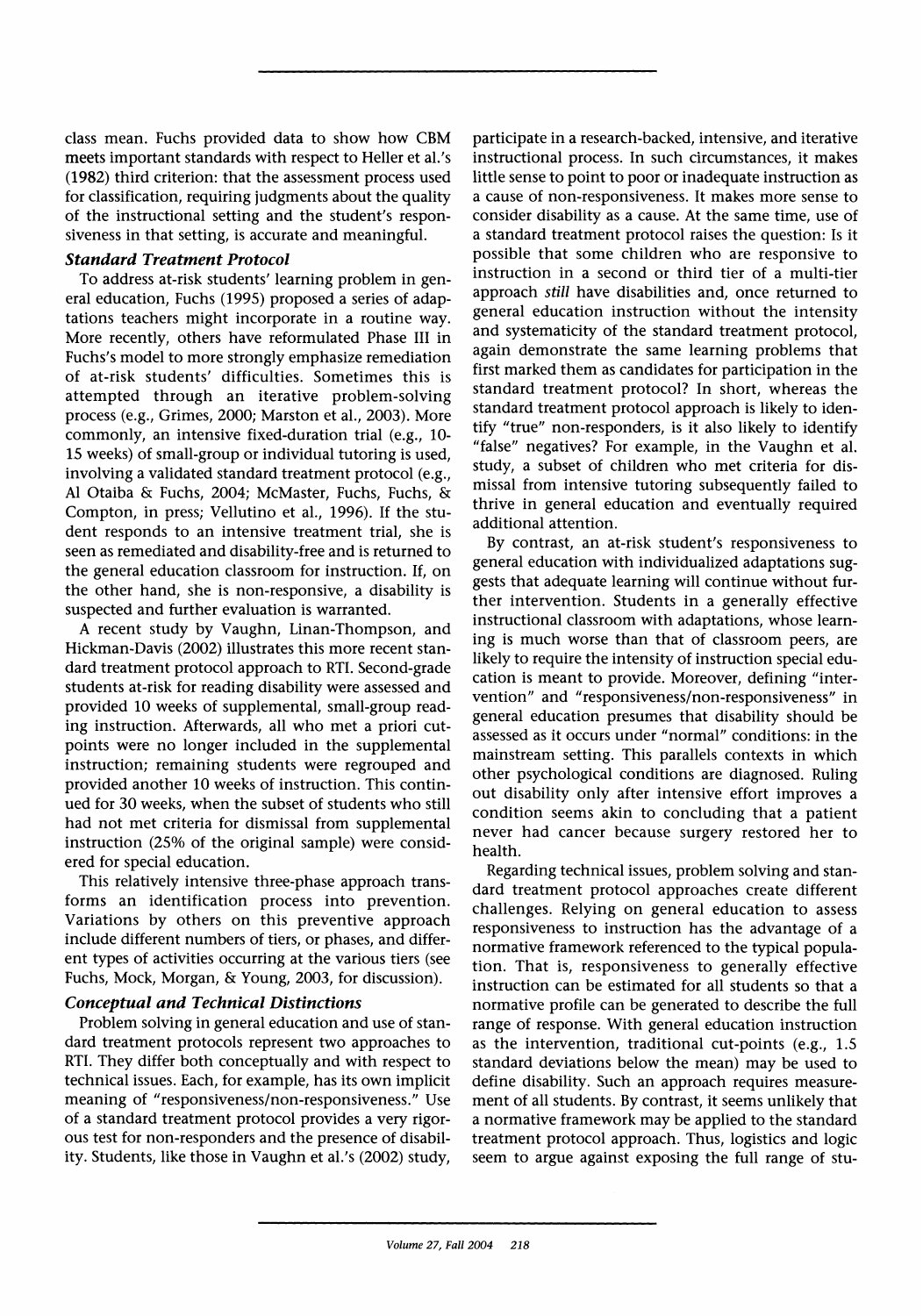class mean. Fuchs provided data to show how CBM meets important standards with respect to Heller et al.'s (1982) third criterion: that the assessment process used for classification, requiring judgments about the quality of the instructional setting and the student's responsiveness in that setting, is accurate and meaningful.

### *Standard Treatment Protocol*

To address at-risk students' learning problem in general education, Fuchs (1995) proposed a series of adaptations teachers might incorporate in a routine way. More recently, others have reformulated Phase III in Fuchs's model to more strongly emphasize remediation of at-risk students' difficulties. Sometimes this is attempted through an iterative problem-solving process (e.g., Grimes, 2000; Marston et al., 2003). More commonly, an intensive fixed-duration trial (e.g., 10-15 weeks) of small-group or individual tutoring is used, involving a validated standard treatment protocol (e.g., Al Otaiba & Fuchs, 2004; McMaster, Fuchs, Fuchs, & Compton, in press; Vellutino et al., 1996). If the student responds to an intensive treatment trial, she is seen as remediated and disability-free and is returned to the general education classroom for instruction. If, on the other hand, she is non-responsive, a disability is suspected and further evaluation is warranted.

A recent study by Vaughn, Linan-Thompson, and Hickman-Davis (2002) illustrates this more recent standard treatment protocol approach to RTI. Second-grade students at-risk for reading disability were assessed and provided 10 weeks of supplemental, small-group reading instruction. Afterwards, all who met a priori cut-points were no longer included in the supplemental instruction; remaining students were regrouped and provided another 10 weeks of instruction. This continued for 30 weeks, when the subset of students who still had not met criteria for dismissal from supplemental instruction (25% of the original sample) were considered for special education.

This relatively intensive three-phase approach transforms an identification process into prevention. Variations by others on this preventive approach include different numbers of tiers, or phases, and different types of activities occurring at the various tiers (see Fuchs, Mock, Morgan, & Young, 2003, for discussion).

### *Conceptual and Technical Distinctions*

Problem solving in general education and use of standard treatment protocols represent two approaches to RTI. They differ both conceptually and with respect to technical issues. Each, for example, has its own implicit meaning of "responsiveness/non-responsiveness." Use of a standard treatment protocol provides a very rigorous test for non-responders and the presence of disability. Students, like those in Vaughn et al.'s (2002) study, participate in a research-backed, intensive, and iterative instructional process. In such circumstances, it makes little sense to point to poor or inadequate instruction as a cause of non-responsiveness. It makes more sense to consider disability as a cause. At the same time, use of a standard treatment protocol raises the question: Is it possible that some children who are responsive to instruction in a second or third tier of a multi-tier approach *still* have disabilities and, once returned to general education instruction without the intensity and systematicity of the standard treatment protocol, again demonstrate the same learning problems that first marked them as candidates for participation in the standard treatment protocol? In short, whereas the standard treatment protocol approach is likely to identify "true" non-responders, is it also likely to identify "false" negatives? For example, in the Vaughn et al. study, a subset of children who met criteria for dismissal from intensive tutoring subsequently failed to thrive in general education and eventually required additional attention.

By contrast, an at-risk student's responsiveness to general education with individualized adaptations suggests that adequate learning will continue without further intervention. Students in a generally effective instructional classroom with adaptations, whose learning is much worse than that of classroom peers, are likely to require the intensity of instruction special education is meant to provide. Moreover, defining "intervention" and "responsiveness/non-responsiveness" in general education presumes that disability should be assessed as it occurs under "normal" conditions: in the mainstream setting. This parallels contexts in which other psychological conditions are diagnosed. Ruling out disability only after intensive effort improves a condition seems akin to concluding that a patient never had cancer because surgery restored her to health.

Regarding technical issues, problem solving and standard treatment protocol approaches create different challenges. Relying on general education to assess responsiveness to instruction has the advantage of a normative framework referenced to the typical population. That is, responsiveness to generally effective instruction can be estimated for all students so that a normative profile can be generated to describe the full range of response. With general education instruction as the intervention, traditional cut-points (e.g., 1.5 standard deviations below the mean) may be used to define disability. Such an approach requires measurement of all students. By contrast, it seems unlikely that a normative framework may be applied to the standard treatment protocol approach. Thus, logistics and logic seem to argue against exposing the full range of stu-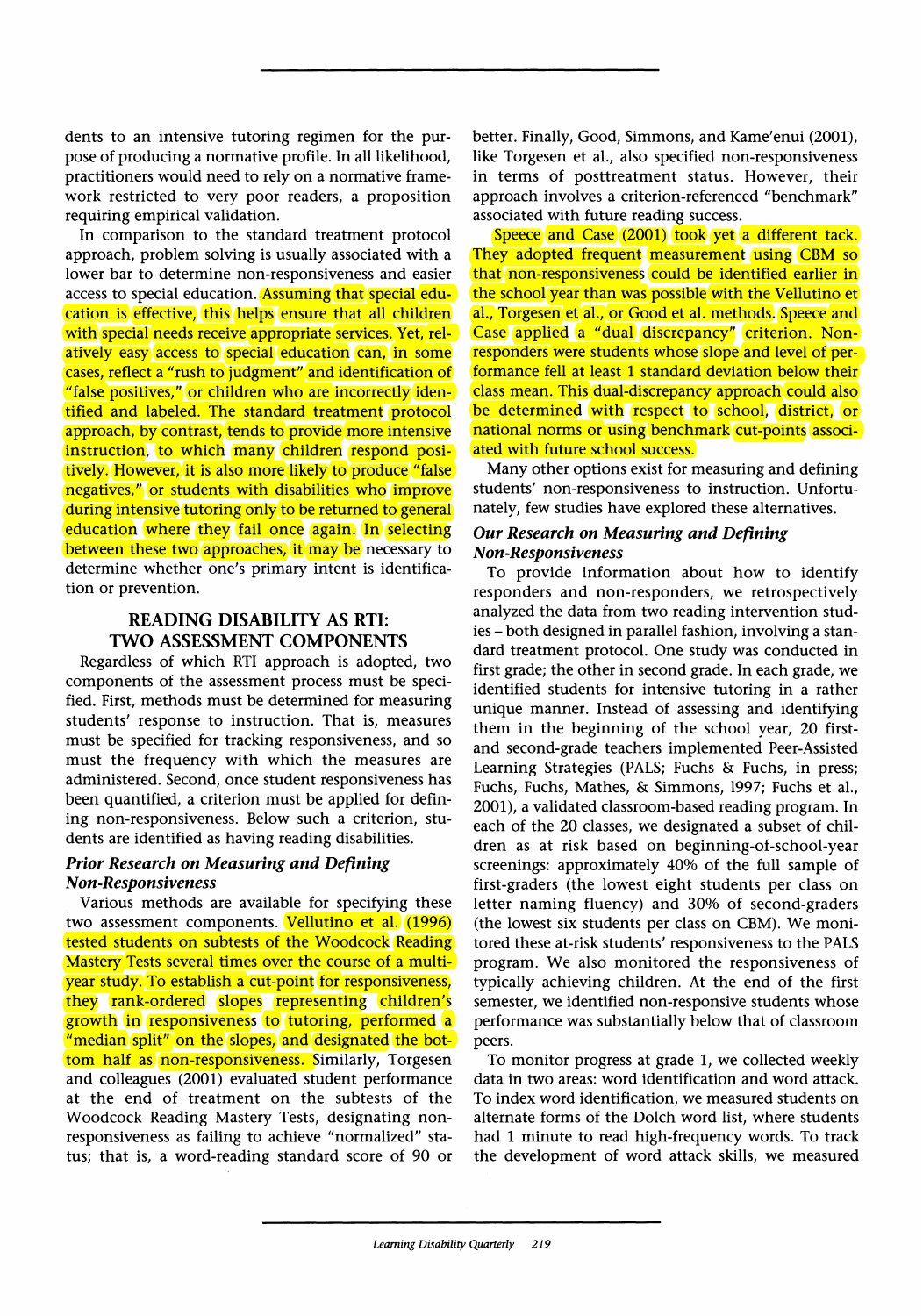dents to an intensive tutoring regimen for the purpose of producing a normative profile. In all likelihood, practitioners would need to rely on a normative framework restricted to very poor readers, a proposition requiring empirical validation.

In comparison to the standard treatment protocol approach, problem solving is usually associated with a lower bar to determine non-responsiveness and easier access to special education. Assuming that special education is effective, this helps ensure that all children with special needs receive appropriate services. Yet, relatively easy access to special education can, in some cases, reflect a "rush to judgment" and identification of "false positives," or children who are incorrectly identified and labeled. The standard treatment protocol approach, by contrast, tends to provide more intensive instruction, to which many children respond positively. However, it is also more likely to produce "false negatives," or students with disabilities who improve during intensive tutoring only to be returned to general education where they fail once again. In selecting between these two approaches, it may be necessary to determine whether one's primary intent is identification or prevention.

## READING DISABILITY AS RTI: TWO ASSESSMENT COMPONENTS

Regardless of which RTI approach is adopted, two components of the assessment process must be specified. First, methods must be determined for measuring students' response to instruction. That is, measures must be specified for tracking responsiveness, and so must the frequency with which the measures are administered. Second, once student responsiveness has been quantified, a criterion must be applied for defining non-responsiveness. Below such a criterion, students are identified as having reading disabilities.

### *Prior Research on Measuring and Defining Non-Responsiveness*

Various methods are available for specifying these two assessment components. Vellutino et al. (1996) tested students on subtests of the Woodcock Reading Mastery Tests several times over the course of a multi-year study. To establish a cut-point for responsiveness, they rank-ordered slopes representing children's growth in responsiveness to tutoring, performed a "median split" on the slopes, and designated the bottom half as non-responsiveness. Similarly, Torgesen and colleagues (2001) evaluated student performance at the end of treatment on the subtests of the Woodcock Reading Mastery Tests, designating non-responsiveness as failing to achieve "normalized" status; that is, a word-reading standard score of 90 or better. Finally, Good, Simmons, and Kame'enui (2001), like Torgesen et al., also specified non-responsiveness in terms of posttreatment status. However, their approach involves a criterion-referenced "benchmark" associated with future reading success.

Speece and Case (2001) took yet a different tack. They adopted frequent measurement using CBM so that non-responsiveness could be identified earlier in the school year than was possible with the Vellutino et al., Torgesen et al., or Good et al. methods. Speece and Case applied a "dual discrepancy" criterion. Non-responders were students whose slope and level of performance fell at least 1 standard deviation below their class mean. This dual-discrepancy approach could also be determined with respect to school, district, or national norms or using benchmark cut-points associated with future school success.

Many other options exist for measuring and defining students' non-responsiveness to instruction. Unfortunately, few studies have explored these alternatives.

### *Our Research on Measuring and Defining Non-Responsiveness*

To provide information about how to identify responders and non-responders, we retrospectively analyzed the data from two reading intervention studies – both designed in parallel fashion, involving a standard treatment protocol. One study was conducted in first grade; the other in second grade. In each grade, we identified students for intensive tutoring in a rather unique manner. Instead of assessing and identifying them in the beginning of the school year, 20 first- and second-grade teachers implemented Peer-Assisted Learning Strategies (PALS; Fuchs & Fuchs, in press; Fuchs, Fuchs, Mathes, & Simmons, 1997; Fuchs et al., 2001), a validated classroom-based reading program. In each of the 20 classes, we designated a subset of children as at risk based on beginning-of-school-year screenings: approximately 40% of the full sample of first-graders (the lowest eight students per class on letter naming fluency) and 30% of second-graders (the lowest six students per class on CBM). We monitored these at-risk students' responsiveness to the PALS program. We also monitored the responsiveness of typically achieving children. At the end of the first semester, we identified non-responsive students whose performance was substantially below that of classroom peers.

To monitor progress at grade 1, we collected weekly data in two areas: word identification and word attack. To index word identification, we measured students on alternate forms of the Dolch word list, where students had 1 minute to read high-frequency words. To track the development of word attack skills, we measured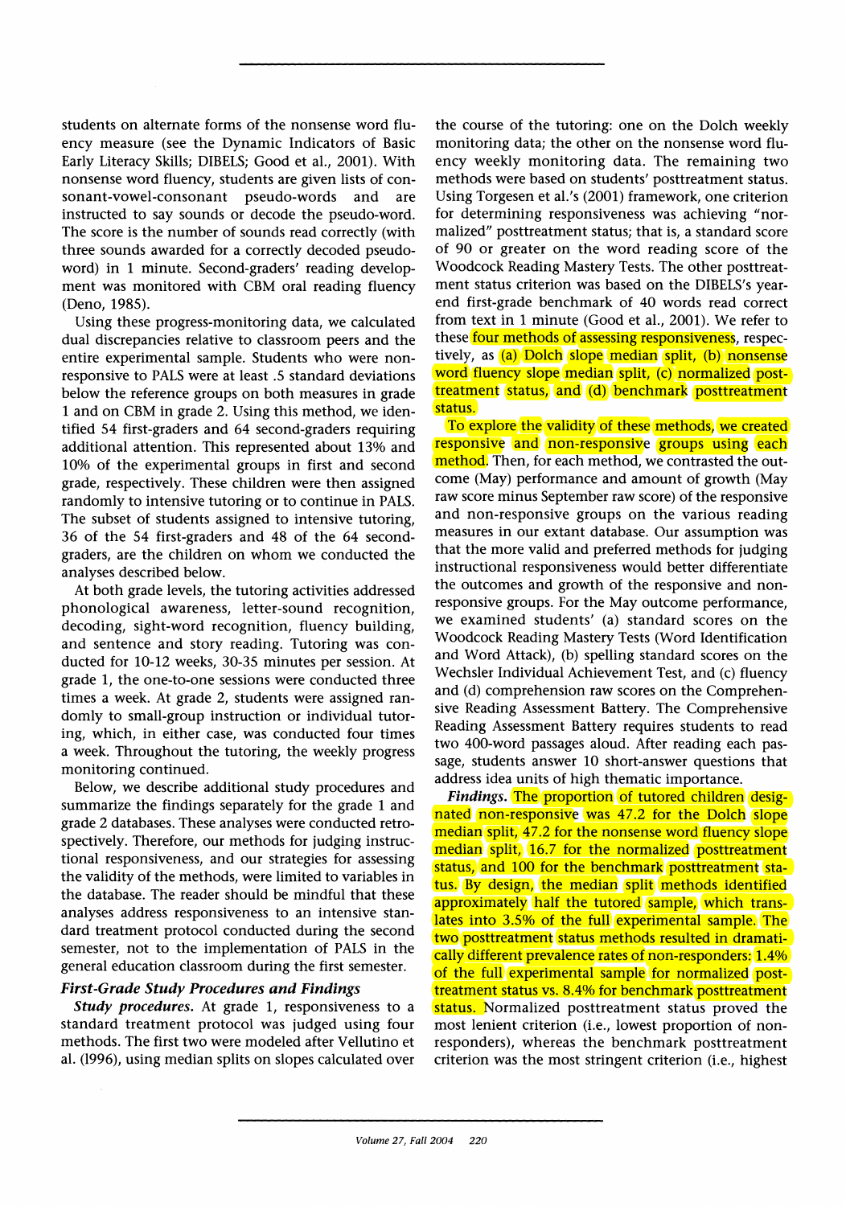students on alternate forms of the nonsense word fluency measure (see the Dynamic Indicators of Basic Early Literacy Skills; DIBELS; Good et al., 2001). With nonsense word fluency, students are given lists of consonant-vowel-consonant pseudo-words and are instructed to say sounds or decode the pseudo-word. The score is the number of sounds read correctly (with three sounds awarded for a correctly decoded pseudo-word) in 1 minute. Second-graders' reading development was monitored with CBM oral reading fluency (Deno, 1985).

Using these progress-monitoring data, we calculated dual discrepancies relative to classroom peers and the entire experimental sample. Students who were non-responsive to PALS were at least .5 standard deviations below the reference groups on both measures in grade 1 and on CBM in grade 2. Using this method, we identified 54 first-graders and 64 second-graders requiring additional attention. This represented about 13% and 10% of the experimental groups in first and second grade, respectively. These children were then assigned randomly to intensive tutoring or to continue in PALS. The subset of students assigned to intensive tutoring, 36 of the 54 first-graders and 48 of the 64 second-graders, are the children on whom we conducted the analyses described below.

At both grade levels, the tutoring activities addressed phonological awareness, letter-sound recognition, decoding, sight-word recognition, fluency building, and sentence and story reading. Tutoring was conducted for 10-12 weeks, 30-35 minutes per session. At grade 1, the one-to-one sessions were conducted three times a week. At grade 2, students were assigned randomly to small-group instruction or individual tutoring, which, in either case, was conducted four times a week. Throughout the tutoring, the weekly progress monitoring continued.

Below, we describe additional study procedures and summarize the findings separately for the grade 1 and grade 2 databases. These analyses were conducted retrospectively. Therefore, our methods for judging instructional responsiveness, and our strategies for assessing the validity of the methods, were limited to variables in the database. The reader should be mindful that these analyses address responsiveness to an intensive standard treatment protocol conducted during the second semester, not to the implementation of PALS in the general education classroom during the first semester.

### First-Grade Study Procedures and Findings

***Study procedures.*** At grade 1, responsiveness to a standard treatment protocol was judged using four methods. The first two were modeled after Vellutino et al. (1996), using median splits on slopes calculated over the course of the tutoring: one on the Dolch weekly monitoring data; the other on the nonsense word fluency weekly monitoring data. The remaining two methods were based on students' posttreatment status. Using Torgesen et al.'s (2001) framework, one criterion for determining responsiveness was achieving "normalized" posttreatment status; that is, a standard score of 90 or greater on the word reading score of the Woodcock Reading Mastery Tests. The other posttreatment status criterion was based on the DIBELS's year-end first-grade benchmark of 40 words read correct from text in 1 minute (Good et al., 2001). We refer to these four methods of assessing responsiveness, respectively, as (a) Dolch slope median split, (b) nonsense word fluency slope median split, (c) normalized posttreatment status, and (d) benchmark posttreatment status.

To explore the validity of these methods, we created responsive and non-responsive groups using each method. Then, for each method, we contrasted the outcome (May) performance and amount of growth (May raw score minus September raw score) of the responsive and non-responsive groups on the various reading measures in our extant database. Our assumption was that the more valid and preferred methods for judging instructional responsiveness would better differentiate the outcomes and growth of the responsive and non-responsive groups. For the May outcome performance, we examined students' (a) standard scores on the Woodcock Reading Mastery Tests (Word Identification and Word Attack), (b) spelling standard scores on the Wechsler Individual Achievement Test, and (c) fluency and (d) comprehension raw scores on the Comprehensive Reading Assessment Battery. The Comprehensive Reading Assessment Battery requires students to read two 400-word passages aloud. After reading each passage, students answer 10 short-answer questions that address idea units of high thematic importance.

***Findings.*** The proportion of tutored children designated non-responsive was 47.2 for the Dolch slope median split, 47.2 for the nonsense word fluency slope median split, 16.7 for the normalized posttreatment status, and 100 for the benchmark posttreatment status. By design, the median split methods identified approximately half the tutored sample, which translates into 3.5% of the full experimental sample. The two posttreatment status methods resulted in dramatically different prevalence rates of non-responders: 1.4% of the full experimental sample for normalized posttreatment status vs. 8.4% for benchmark posttreatment status. Normalized posttreatment status proved the most lenient criterion (i.e., lowest proportion of non-responders), whereas the benchmark posttreatment criterion was the most stringent criterion (i.e., highest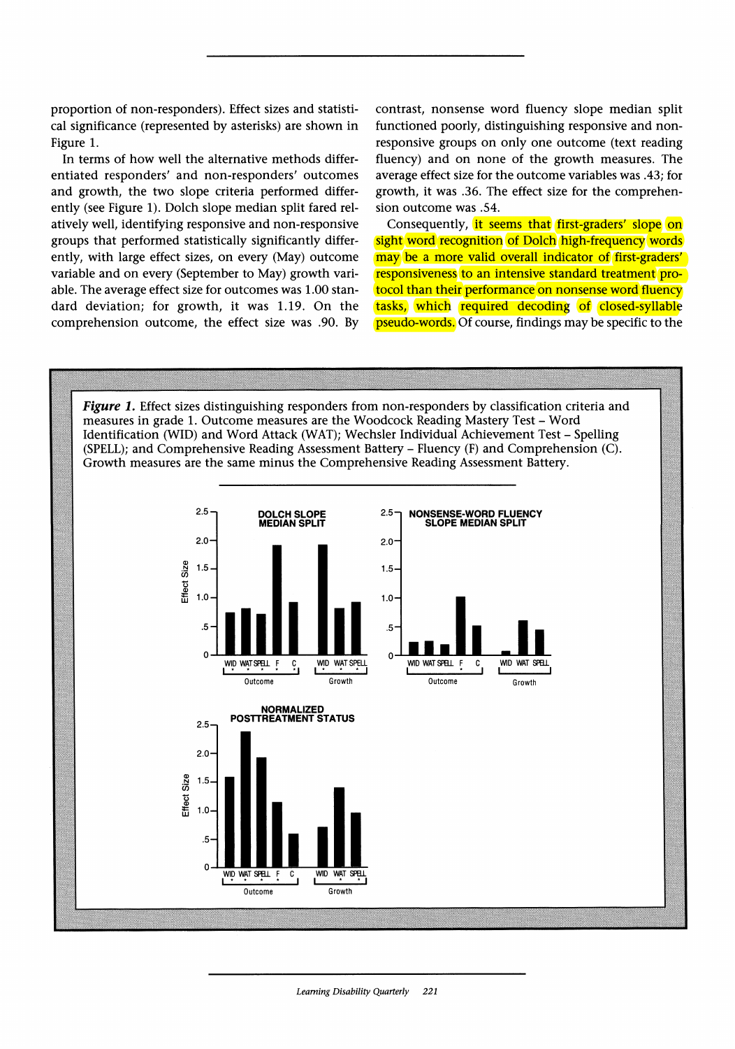proportion of non-responders). Effect sizes and statistical significance (represented by asterisks) are shown in Figure 1.

In terms of how well the alternative methods differentiated responders' and non-responders' outcomes and growth, the two slope criteria performed differently (see Figure 1). Dolch slope median split fared relatively well, identifying responsive and non-responsive groups that performed statistically significantly differently, with large effect sizes, on every (May) outcome variable and on every (September to May) growth variable. The average effect size for outcomes was 1.00 standard deviation; for growth, it was 1.19. On the comprehension outcome, the effect size was .90. By contrast, nonsense word fluency slope median split functioned poorly, distinguishing responsive and non-responsive groups on only one outcome (text reading fluency) and on none of the growth measures. The average effect size for the outcome variables was .43; for growth, it was .36. The effect size for the comprehension outcome was .54.

Consequently, it seems that first-graders' slope on sight word recognition of Dolch high-frequency words may be a more valid overall indicator of first-graders' responsiveness to an intensive standard treatment protocol than their performance on nonsense word fluency tasks, which required decoding of closed-syllable pseudo-words. Of course, findings may be specific to the

***Figure 1.*** Effect sizes distinguishing responders from non-responders by classification criteria and measures in grade 1. Outcome measures are the Woodcock Reading Mastery Test – Word Identification (WID) and Word Attack (WAT); Wechsler Individual Achievement Test – Spelling (SPELL); and Comprehensive Reading Assessment Battery – Fluency (F) and Comprehension (C). Growth measures are the same minus the Comprehensive Reading Assessment Battery.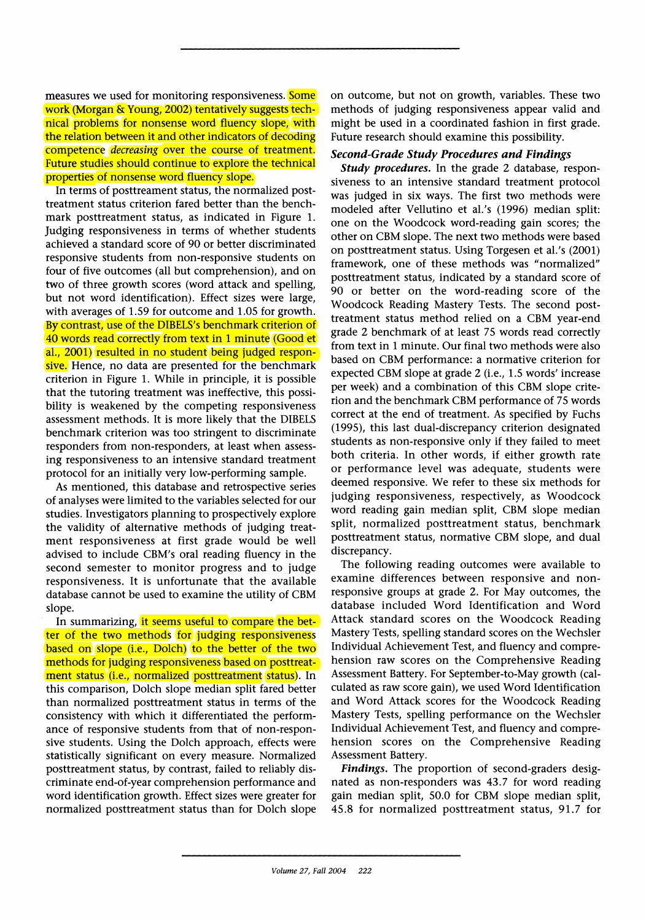measures we used for monitoring responsiveness. Some work (Morgan & Young, 2002) tentatively suggests technical problems for nonsense word fluency slope, with the relation between it and other indicators of decoding competence *decreasing* over the course of treatment. Future studies should continue to explore the technical properties of nonsense word fluency slope.

In terms of posttreament status, the normalized posttreatment status criterion fared better than the benchmark posttreatment status, as indicated in Figure 1. Judging responsiveness in terms of whether students achieved a standard score of 90 or better discriminated responsive students from non-responsive students on four of five outcomes (all but comprehension), and on two of three growth scores (word attack and spelling, but not word identification). Effect sizes were large, with averages of 1.59 for outcome and 1.05 for growth. By contrast, use of the DIBELS's benchmark criterion of 40 words read correctly from text in 1 minute (Good et al., 2001) resulted in no student being judged responsive. Hence, no data are presented for the benchmark criterion in Figure 1. While in principle, it is possible that the tutoring treatment was ineffective, this possibility is weakened by the competing responsiveness assessment methods. It is more likely that the DIBELS benchmark criterion was too stringent to discriminate responders from non-responders, at least when assessing responsiveness to an intensive standard treatment protocol for an initially very low-performing sample.

As mentioned, this database and retrospective series of analyses were limited to the variables selected for our studies. Investigators planning to prospectively explore the validity of alternative methods of judging treatment responsiveness at first grade would be well advised to include CBM's oral reading fluency in the second semester to monitor progress and to judge responsiveness. It is unfortunate that the available database cannot be used to examine the utility of CBM slope.

In summarizing, it seems useful to compare the better of the two methods for judging responsiveness based on slope (i.e., Dolch) to the better of the two methods for judging responsiveness based on posttreatment status (i.e., normalized posttreatment status). In this comparison, Dolch slope median split fared better than normalized posttreatment status in terms of the consistency with which it differentiated the performance of responsive students from that of non-responsive students. Using the Dolch approach, effects were statistically significant on every measure. Normalized posttreatment status, by contrast, failed to reliably discriminate end-of-year comprehension performance and word identification growth. Effect sizes were greater for normalized posttreatment status than for Dolch slope on outcome, but not on growth, variables. These two methods of judging responsiveness appear valid and might be used in a coordinated fashion in first grade. Future research should examine this possibility.

### Second-Grade Study Procedures and Findings

***Study procedures.*** In the grade 2 database, responsiveness to an intensive standard treatment protocol was judged in six ways. The first two methods were modeled after Vellutino et al.'s (1996) median split: one on the Woodcock word-reading gain scores; the other on CBM slope. The next two methods were based on posttreatment status. Using Torgesen et al.'s (2001) framework, one of these methods was "normalized" posttreatment status, indicated by a standard score of 90 or better on the word-reading score of the Woodcock Reading Mastery Tests. The second posttreatment status method relied on a CBM year-end grade 2 benchmark of at least 75 words read correctly from text in 1 minute. Our final two methods were also based on CBM performance: a normative criterion for expected CBM slope at grade 2 (i.e., 1.5 words' increase per week) and a combination of this CBM slope criterion and the benchmark CBM performance of 75 words correct at the end of treatment. As specified by Fuchs (1995), this last dual-discrepancy criterion designated students as non-responsive only if they failed to meet both criteria. In other words, if either growth rate or performance level was adequate, students were deemed responsive. We refer to these six methods for judging responsiveness, respectively, as Woodcock word reading gain median split, CBM slope median split, normalized posttreatment status, benchmark posttreatment status, normative CBM slope, and dual discrepancy.

The following reading outcomes were available to examine differences between responsive and non-responsive groups at grade 2. For May outcomes, the database included Word Identification and Word Attack standard scores on the Woodcock Reading Mastery Tests, spelling standard scores on the Wechsler Individual Achievement Test, and fluency and comprehension raw scores on the Comprehensive Reading Assessment Battery. For September-to-May growth (calculated as raw score gain), we used Word Identification and Word Attack scores for the Woodcock Reading Mastery Tests, spelling performance on the Wechsler Individual Achievement Test, and fluency and comprehension scores on the Comprehensive Reading Assessment Battery.

***Findings.*** The proportion of second-graders designated as non-responders was 43.7 for word reading gain median split, 50.0 for CBM slope median split, 45.8 for normalized posttreatment status, 91.7 for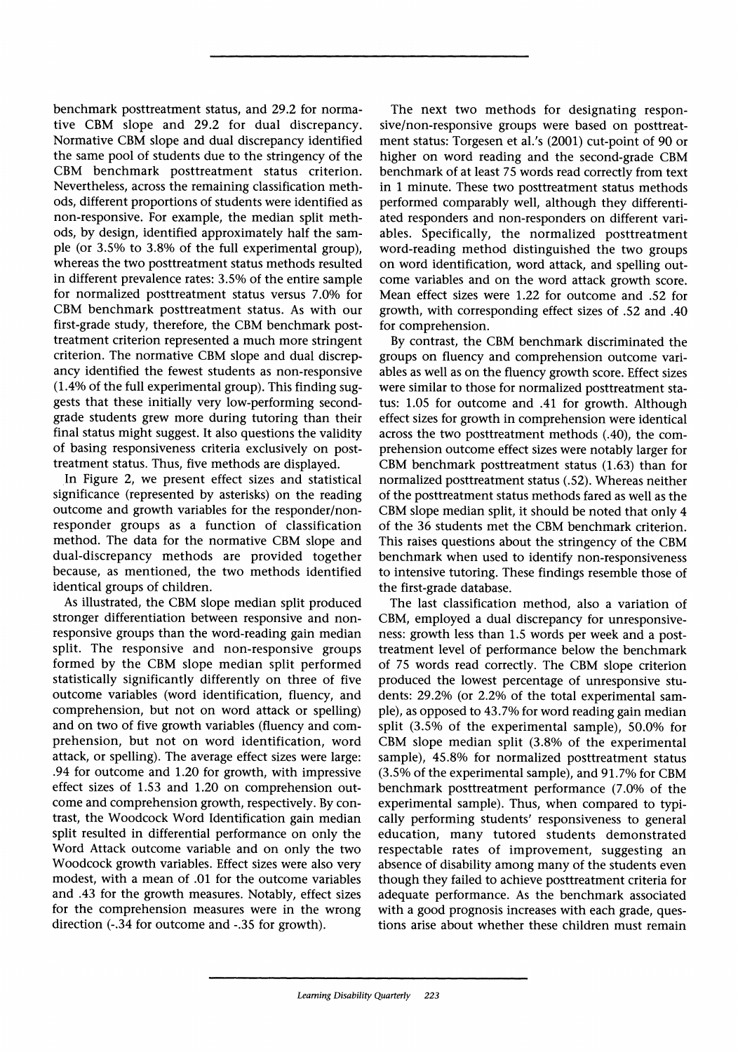benchmark posttreatment status, and 29.2 for normative CBM slope and 29.2 for dual discrepancy. Normative CBM slope and dual discrepancy identified the same pool of students due to the stringency of the CBM benchmark posttreatment status criterion. Nevertheless, across the remaining classification methods, different proportions of students were identified as non-responsive. For example, the median split methods, by design, identified approximately half the sample (or 3.5% to 3.8% of the full experimental group), whereas the two posttreatment status methods resulted in different prevalence rates: 3.5% of the entire sample for normalized posttreatment status versus 7.0% for CBM benchmark posttreatment status. As with our first-grade study, therefore, the CBM benchmark posttreatment criterion represented a much more stringent criterion. The normative CBM slope and dual discrepancy identified the fewest students as non-responsive (1.4% of the full experimental group). This finding suggests that these initially very low-performing second-grade students grew more during tutoring than their final status might suggest. It also questions the validity of basing responsiveness criteria exclusively on posttreatment status. Thus, five methods are displayed.

In Figure 2, we present effect sizes and statistical significance (represented by asterisks) on the reading outcome and growth variables for the responder/non-responder groups as a function of classification method. The data for the normative CBM slope and dual-discrepancy methods are provided together because, as mentioned, the two methods identified identical groups of children.

As illustrated, the CBM slope median split produced stronger differentiation between responsive and non-responsive groups than the word-reading gain median split. The responsive and non-responsive groups formed by the CBM slope median split performed statistically significantly differently on three of five outcome variables (word identification, fluency, and comprehension, but not on word attack or spelling) and on two of five growth variables (fluency and comprehension, but not on word identification, word attack, or spelling). The average effect sizes were large: .94 for outcome and 1.20 for growth, with impressive effect sizes of 1.53 and 1.20 on comprehension outcome and comprehension growth, respectively. By contrast, the Woodcock Word Identification gain median split resulted in differential performance on only the Word Attack outcome variable and on only the two Woodcock growth variables. Effect sizes were also very modest, with a mean of .01 for the outcome variables and .43 for the growth measures. Notably, effect sizes for the comprehension measures were in the wrong direction (-.34 for outcome and -.35 for growth).

The next two methods for designating responsive/non-responsive groups were based on posttreatment status: Torgesen et al.'s (2001) cut-point of 90 or higher on word reading and the second-grade CBM benchmark of at least 75 words read correctly from text in 1 minute. These two posttreatment status methods performed comparably well, although they differentiated responders and non-responders on different variables. Specifically, the normalized posttreatment word-reading method distinguished the two groups on word identification, word attack, and spelling outcome variables and on the word attack growth score. Mean effect sizes were 1.22 for outcome and .52 for growth, with corresponding effect sizes of .52 and .40 for comprehension.

By contrast, the CBM benchmark discriminated the groups on fluency and comprehension outcome variables as well as on the fluency growth score. Effect sizes were similar to those for normalized posttreatment status: 1.05 for outcome and .41 for growth. Although effect sizes for growth in comprehension were identical across the two posttreatment methods (.40), the comprehension outcome effect sizes were notably larger for CBM benchmark posttreatment status (1.63) than for normalized posttreatment status (.52). Whereas neither of the posttreatment status methods fared as well as the CBM slope median split, it should be noted that only 4 of the 36 students met the CBM benchmark criterion. This raises questions about the stringency of the CBM benchmark when used to identify non-responsiveness to intensive tutoring. These findings resemble those of the first-grade database.

The last classification method, also a variation of CBM, employed a dual discrepancy for unresponsiveness: growth less than 1.5 words per week and a posttreatment level of performance below the benchmark of 75 words read correctly. The CBM slope criterion produced the lowest percentage of unresponsive students: 29.2% (or 2.2% of the total experimental sample), as opposed to 43.7% for word reading gain median split (3.5% of the experimental sample), 50.0% for CBM slope median split (3.8% of the experimental sample), 45.8% for normalized posttreatment status (3.5% of the experimental sample), and 91.7% for CBM benchmark posttreatment performance (7.0% of the experimental sample). Thus, when compared to typically performing students' responsiveness to general education, many tutored students demonstrated respectable rates of improvement, suggesting an absence of disability among many of the students even though they failed to achieve posttreatment criteria for adequate performance. As the benchmark associated with a good prognosis increases with each grade, questions arise about whether these children must remain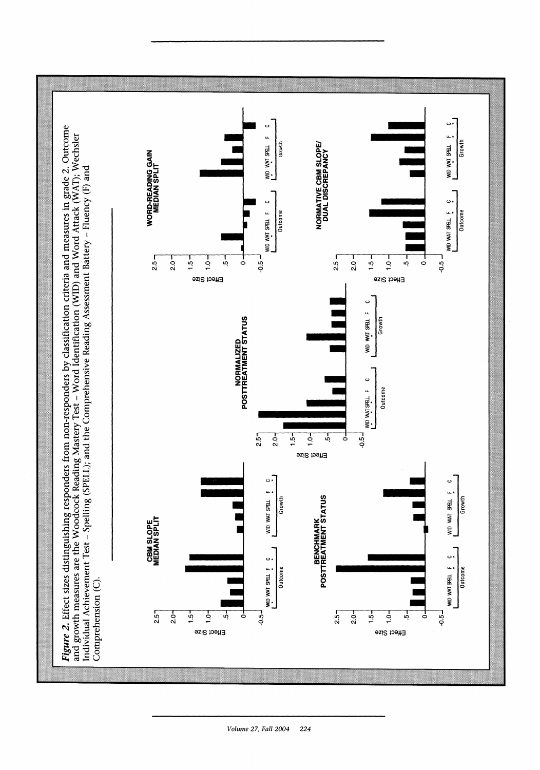*Figure 2.* Effect sizes distinguishing responders from non-responders by classification criteria and measures in grade 2. Outcome and growth measures are the Woodcock Reading Mastery Test – Word Identification (WID) and Word Attack (WAT); Wechsler Individual Achievement Test – Spelling (SPELL); and the Comprehensive Reading Assessment Battery – Fluency (F) and Comprehension (C).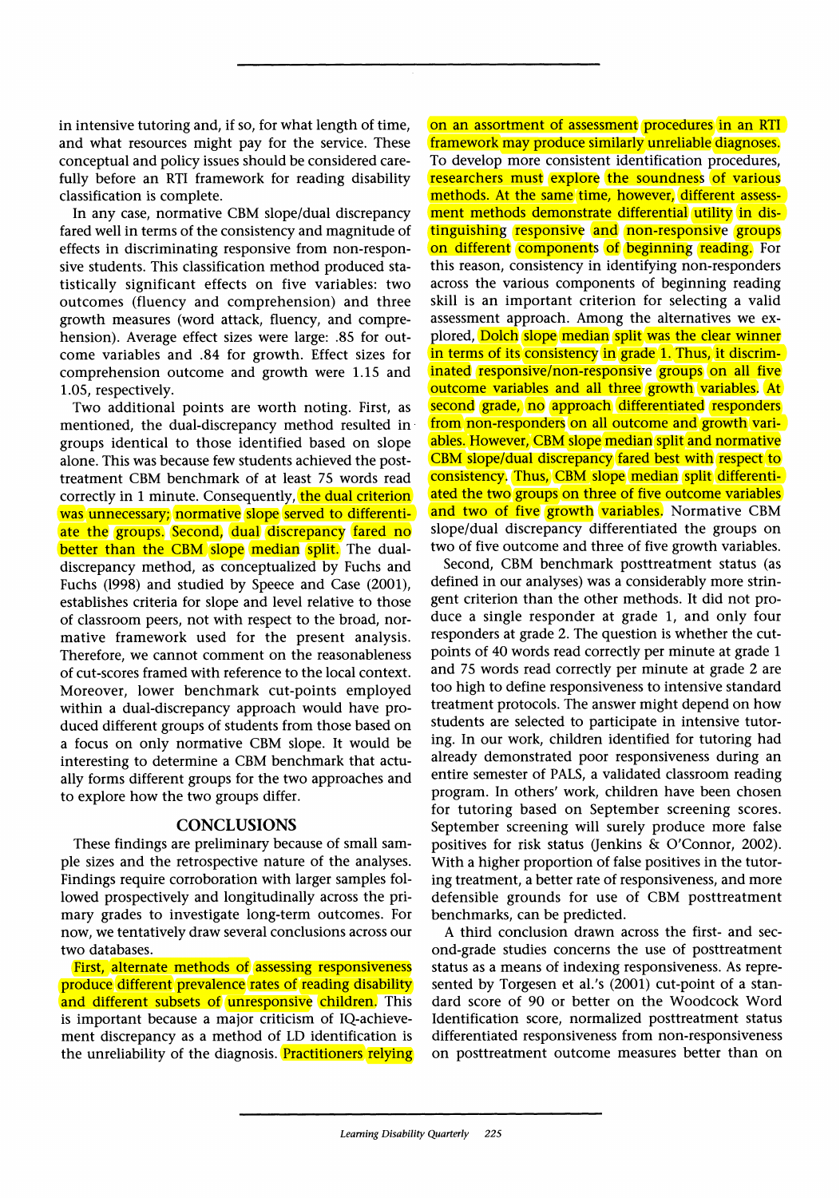in intensive tutoring and, if so, for what length of time, and what resources might pay for the service. These conceptual and policy issues should be considered carefully before an RTI framework for reading disability classification is complete.

In any case, normative CBM slope/dual discrepancy fared well in terms of the consistency and magnitude of effects in discriminating responsive from non-responsive students. This classification method produced statistically significant effects on five variables: two outcomes (fluency and comprehension) and three growth measures (word attack, fluency, and comprehension). Average effect sizes were large: .85 for outcome variables and .84 for growth. Effect sizes for comprehension outcome and growth were 1.15 and 1.05, respectively.

Two additional points are worth noting. First, as mentioned, the dual-discrepancy method resulted in groups identical to those identified based on slope alone. This was because few students achieved the posttreatment CBM benchmark of at least 75 words read correctly in 1 minute. Consequently, the dual criterion was unnecessary; normative slope served to differentiate the groups. Second, dual discrepancy fared no better than the CBM slope median split. The dual-discrepancy method, as conceptualized by Fuchs and Fuchs (1998) and studied by Speece and Case (2001), establishes criteria for slope and level relative to those of classroom peers, not with respect to the broad, normative framework used for the present analysis. Therefore, we cannot comment on the reasonableness of cut-scores framed with reference to the local context. Moreover, lower benchmark cut-points employed within a dual-discrepancy approach would have produced different groups of students from those based on a focus on only normative CBM slope. It would be interesting to determine a CBM benchmark that actually forms different groups for the two approaches and to explore how the two groups differ.

## CONCLUSIONS

These findings are preliminary because of small sample sizes and the retrospective nature of the analyses. Findings require corroboration with larger samples followed prospectively and longitudinally across the primary grades to investigate long-term outcomes. For now, we tentatively draw several conclusions across our two databases.

First, alternate methods of assessing responsiveness produce different prevalence rates of reading disability and different subsets of unresponsive children. This is important because a major criticism of IQ-achievement discrepancy as a method of LD identification is the unreliability of the diagnosis. Practitioners relying on an assortment of assessment procedures in an RTI framework may produce similarly unreliable diagnoses. To develop more consistent identification procedures, researchers must explore the soundness of various methods. At the same time, however, different assessment methods demonstrate differential utility in distinguishing responsive and non-responsive groups on different components of beginning reading. For this reason, consistency in identifying non-responders across the various components of beginning reading skill is an important criterion for selecting a valid assessment approach. Among the alternatives we explored, Dolch slope median split was the clear winner in terms of its consistency in grade 1. Thus, it discriminated responsive/non-responsive groups on all five outcome variables and all three growth variables. At second grade, no approach differentiated responders from non-responders on all outcome and growth variables. However, CBM slope median split and normative CBM slope/dual discrepancy fared best with respect to consistency. Thus, CBM slope median split differentiated the two groups on three of five outcome variables and two of five growth variables. Normative CBM slope/dual discrepancy differentiated the groups on two of five outcome and three of five growth variables.

Second, CBM benchmark posttreatment status (as defined in our analyses) was a considerably more stringent criterion than the other methods. It did not produce a single responder at grade 1, and only four responders at grade 2. The question is whether the cut-points of 40 words read correctly per minute at grade 1 and 75 words read correctly per minute at grade 2 are too high to define responsiveness to intensive standard treatment protocols. The answer might depend on how students are selected to participate in intensive tutoring. In our work, children identified for tutoring had already demonstrated poor responsiveness during an entire semester of PALS, a validated classroom reading program. In others' work, children have been chosen for tutoring based on September screening scores. September screening will surely produce more false positives for risk status (Jenkins & O'Connor, 2002). With a higher proportion of false positives in the tutoring treatment, a better rate of responsiveness, and more defensible grounds for use of CBM posttreatment benchmarks, can be predicted.

A third conclusion drawn across the first- and second-grade studies concerns the use of posttreatment status as a means of indexing responsiveness. As represented by Torgesen et al.'s (2001) cut-point of a standard score of 90 or better on the Woodcock Word Identification score, normalized posttreatment status differentiated responsiveness from non-responsiveness on posttreatment outcome measures better than on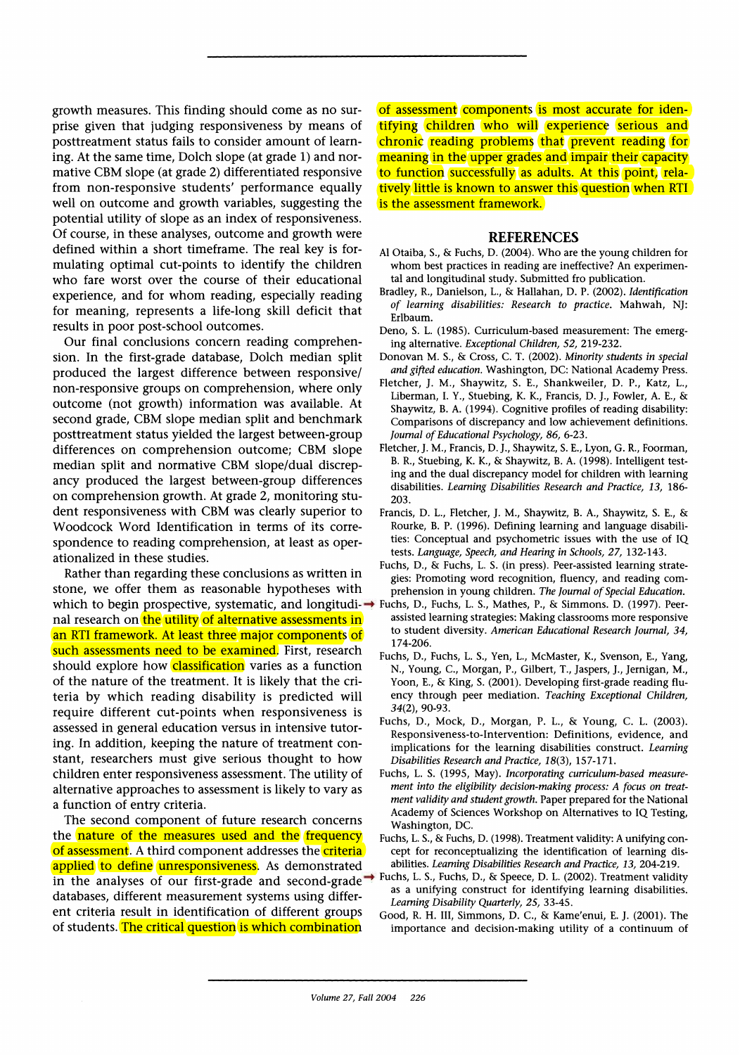growth measures. This finding should come as no surprise given that judging responsiveness by means of posttreatment status fails to consider amount of learning. At the same time, Dolch slope (at grade 1) and normative CBM slope (at grade 2) differentiated responsive from non-responsive students' performance equally well on outcome and growth variables, suggesting the potential utility of slope as an index of responsiveness. Of course, in these analyses, outcome and growth were defined within a short timeframe. The real key is formulating optimal cut-points to identify the children who fare worst over the course of their educational experience, and for whom reading, especially reading for meaning, represents a life-long skill deficit that results in poor post-school outcomes.

Our final conclusions concern reading comprehension. In the first-grade database, Dolch median split produced the largest difference between responsive/non-responsive groups on comprehension, where only outcome (not growth) information was available. At second grade, CBM slope median split and benchmark posttreatment status yielded the largest between-group differences on comprehension outcome; CBM slope median split and normative CBM slope/dual discrepancy produced the largest between-group differences on comprehension growth. At grade 2, monitoring student responsiveness with CBM was clearly superior to Woodcock Word Identification in terms of its correspondence to reading comprehension, at least as operationalized in these studies.

Rather than regarding these conclusions as written in stone, we offer them as reasonable hypotheses with which to begin prospective, systematic, and longitudinal research on the utility of alternative assessments in an RTI framework. At least three major components of such assessments need to be examined. First, research should explore how classification varies as a function of the nature of the treatment. It is likely that the criteria by which reading disability is predicted will require different cut-points when responsiveness is assessed in general education versus in intensive tutoring. In addition, keeping the nature of treatment constant, researchers must give serious thought to how children enter responsiveness assessment. The utility of alternative approaches to assessment is likely to vary as a function of entry criteria.

The second component of future research concerns the nature of the measures used and the frequency of assessment. A third component addresses the criteria applied to define unresponsiveness. As demonstrated in the analyses of our first-grade and second-grade databases, different measurement systems using different criteria result in identification of different groups of students. The critical question is which combination of assessment components is most accurate for identifying children who will experience serious and chronic reading problems that prevent reading for meaning in the upper grades and impair their capacity to function successfully as adults. At this point, relatively little is known to answer this question when RTI is the assessment framework.

## REFERENCES

Al Otaiba, S., & Fuchs, D. (2004). Who are the young children for whom best practices in reading are ineffective? An experimental and longitudinal study. Submitted fro publication.

Bradley, R., Danielson, L., & Hallahan, D. P. (2002). *Identification of learning disabilities: Research to practice.* Mahwah, NJ: Erlbaum.

Deno, S. L. (1985). Curriculum-based measurement: The emerging alternative. *Exceptional Children, 52,* 219-232.

Donovan M. S., & Cross, C. T. (2002). *Minority students in special and gifted education.* Washington, DC: National Academy Press.

Fletcher, J. M., Shaywitz, S. E., Shankweiler, D. P., Katz, L., Liberman, I. Y., Stuebing, K. K., Francis, D. J., Fowler, A. E., & Shaywitz, B. A. (1994). Cognitive profiles of reading disability: Comparisons of discrepancy and low achievement definitions. *Journal of Educational Psychology, 86,* 6-23.

Fletcher, J. M., Francis, D. J., Shaywitz, S. E., Lyon, G. R., Foorman, B. R., Stuebing, K. K., & Shaywitz, B. A. (1998). Intelligent testing and the dual discrepancy model for children with learning disabilities. *Learning Disabilities Research and Practice, 13,* 186-203.

Francis, D. L., Fletcher, J. M., Shaywitz, B. A., Shaywitz, S. E., & Rourke, B. P. (1996). Defining learning and language disabilities: Conceptual and psychometric issues with the use of IQ tests. *Language, Speech, and Hearing in Schools, 27,* 132-143.

Fuchs, D., & Fuchs, L. S. (in press). Peer-assisted learning strategies: Promoting word recognition, fluency, and reading comprehension in young children. *The Journal of Special Education.*

Fuchs, D., Fuchs, L. S., Mathes, P., & Simmons. D. (1997). Peer-assisted learning strategies: Making classrooms more responsive to student diversity. *American Educational Research Journal, 34,* 174-206.

Fuchs, D., Fuchs, L. S., Yen, L., McMaster, K., Svenson, E., Yang, N., Young, C., Morgan, P., Gilbert, T., Jaspers, J., Jernigan, M., Yoon, E., & King, S. (2001). Developing first-grade reading fluency through peer mediation. *Teaching Exceptional Children, 34*(2), 90-93.

Fuchs, D., Mock, D., Morgan, P. L., & Young, C. L. (2003). Responsiveness-to-Intervention: Definitions, evidence, and implications for the learning disabilities construct. *Learning Disabilities Research and Practice, 18*(3), 157-171.

Fuchs, L. S. (1995, May). *Incorporating curriculum-based measurement into the eligibility decision-making process: A focus on treatment validity and student growth.* Paper prepared for the National Academy of Sciences Workshop on Alternatives to IQ Testing, Washington, DC.

Fuchs, L. S., & Fuchs, D. (1998). Treatment validity: A unifying concept for reconceptualizing the identification of learning disabilities. *Learning Disabilities Research and Practice, 13,* 204-219.

Fuchs, L. S., Fuchs, D., & Speece, D. L. (2002). Treatment validity as a unifying construct for identifying learning disabilities. *Learning Disability Quarterly, 25,* 33-45.

Good, R. H. III, Simmons, D. C., & Kame'enui, E. J. (2001). The importance and decision-making utility of a continuum of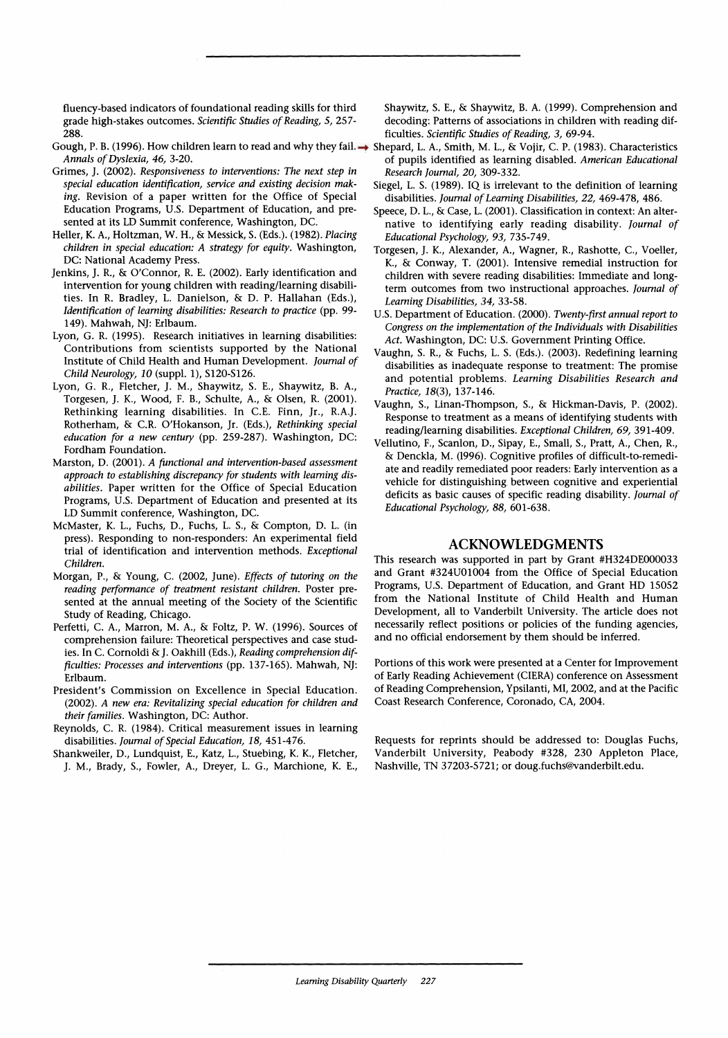fluency-based indicators of foundational reading skills for third grade high-stakes outcomes. *Scientific Studies of Reading, 5*, 257-288.

Gough, P. B. (1996). How children learn to read and why they fail. *Annals of Dyslexia, 46*, 3-20.

Grimes, J. (2002). *Responsiveness to interventions: The next step in special education identification, service and existing decision making*. Revision of a paper written for the Office of Special Education Programs, U.S. Department of Education, and presented at its LD Summit conference, Washington, DC.

Heller, K. A., Holtzman, W. H., & Messick, S. (Eds.). (1982). *Placing children in special education: A strategy for equity*. Washington, DC: National Academy Press.

Jenkins, J. R., & O'Connor, R. E. (2002). Early identification and intervention for young children with reading/learning disabilities. In R. Bradley, L. Danielson, & D. P. Hallahan (Eds.), *Identification of learning disabilities: Research to practice* (pp. 99-149). Mahwah, NJ: Erlbaum.

Lyon, G. R. (1995). Research initiatives in learning disabilities: Contributions from scientists supported by the National Institute of Child Health and Human Development. *Journal of Child Neurology, 10* (suppl. 1), S120-S126.

Lyon, G. R., Fletcher, J. M., Shaywitz, S. E., Shaywitz, B. A., Torgesen, J. K., Wood, F. B., Schulte, A., & Olsen, R. (2001). Rethinking learning disabilities. In C.E. Finn, Jr., R.A.J. Rotherham, & C.R. O'Hokanson, Jr. (Eds.), *Rethinking special education for a new century* (pp. 259-287). Washington, DC: Fordham Foundation.

Marston, D. (2001). *A functional and intervention-based assessment approach to establishing discrepancy for students with learning disabilities*. Paper written for the Office of Special Education Programs, U.S. Department of Education and presented at its LD Summit conference, Washington, DC.

McMaster, K. L., Fuchs, D., Fuchs, L. S., & Compton, D. L. (in press). Responding to non-responders: An experimental field trial of identification and intervention methods. *Exceptional Children*.

Morgan, P., & Young, C. (2002, June). *Effects of tutoring on the reading performance of treatment resistant children*. Poster presented at the annual meeting of the Society of the Scientific Study of Reading, Chicago.

Perfetti, C. A., Marron, M. A., & Foltz, P. W. (1996). Sources of comprehension failure: Theoretical perspectives and case studies. In C. Cornoldi & J. Oakhill (Eds.), *Reading comprehension difficulties: Processes and interventions* (pp. 137-165). Mahwah, NJ: Erlbaum.

President's Commission on Excellence in Special Education. (2002). *A new era: Revitalizing special education for children and their families*. Washington, DC: Author.

Reynolds, C. R. (1984). Critical measurement issues in learning disabilities. *Journal of Special Education, 18*, 451-476.

Shankweiler, D., Lundquist, E., Katz, L., Stuebing, K. K., Fletcher, J. M., Brady, S., Fowler, A., Dreyer, L. G., Marchione, K. E., Shaywitz, S. E., & Shaywitz, B. A. (1999). Comprehension and decoding: Patterns of associations in children with reading difficulties. *Scientific Studies of Reading, 3*, 69-94.

Shepard, L. A., Smith, M. L., & Vojir, C. P. (1983). Characteristics of pupils identified as learning disabled. *American Educational Research Journal, 20*, 309-332.

Siegel, L. S. (1989). IQ is irrelevant to the definition of learning disabilities. *Journal of Learning Disabilities, 22*, 469-478, 486.

Speece, D. L., & Case, L. (2001). Classification in context: An alternative to identifying early reading disability. *Journal of Educational Psychology, 93*, 735-749.

Torgesen, J. K., Alexander, A., Wagner, R., Rashotte, C., Voeller, K., & Conway, T. (2001). Intensive remedial instruction for children with severe reading disabilities: Immediate and long-term outcomes from two instructional approaches. *Journal of Learning Disabilities, 34*, 33-58.

U.S. Department of Education. (2000). *Twenty-first annual report to Congress on the implementation of the Individuals with Disabilities Act*. Washington, DC: U.S. Government Printing Office.

Vaughn, S. R., & Fuchs, L. S. (Eds.). (2003). Redefining learning disabilities as inadequate response to treatment: The promise and potential problems. *Learning Disabilities Research and Practice, 18*(3), 137-146.

Vaughn, S., Linan-Thompson, S., & Hickman-Davis, P. (2002). Response to treatment as a means of identifying students with reading/learning disabilities. *Exceptional Children, 69*, 391-409.

Vellutino, F., Scanlon, D., Sipay, E., Small, S., Pratt, A., Chen, R., & Denckla, M. (1996). Cognitive profiles of difficult-to-remediate and readily remediated poor readers: Early intervention as a vehicle for distinguishing between cognitive and experiential deficits as basic causes of specific reading disability. *Journal of Educational Psychology, 88*, 601-638.

## ACKNOWLEDGMENTS

This research was supported in part by Grant #H324DE000033 and Grant #324U01004 from the Office of Special Education Programs, U.S. Department of Education, and Grant HD 15052 from the National Institute of Child Health and Human Development, all to Vanderbilt University. The article does not necessarily reflect positions or policies of the funding agencies, and no official endorsement by them should be inferred.

Portions of this work were presented at a Center for Improvement of Early Reading Achievement (CIERA) conference on Assessment of Reading Comprehension, Ypsilanti, MI, 2002, and at the Pacific Coast Research Conference, Coronado, CA, 2004.

Requests for reprints should be addressed to: Douglas Fuchs, Vanderbilt University, Peabody #328, 230 Appleton Place, Nashville, TN 37203-5721; or doug.fuchs@vanderbilt.edu.